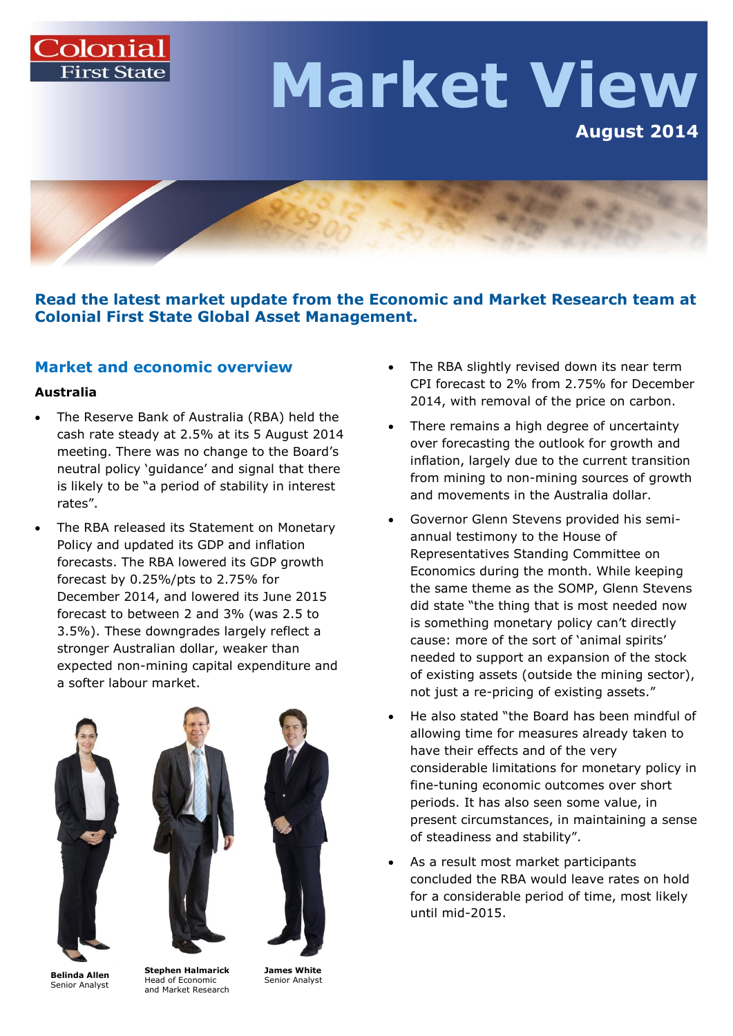Colonial First State

# Market View

**August 2014**

**Read the latest market update from the Economic and Market Research team at Colonial First State Global Asset Management.**

## Market and economic overview

### Australia

- The Reserve Bank of Australia (RBA) held the cash rate steady at 2.5% at its 5 August 2014 meeting. There was no change to the Board's neutral policy 'guidance' and signal that there is likely to be "a period of stability in interest rates".
- The RBA released its Statement on Monetary Policy and updated its GDP and inflation forecasts. The RBA lowered its GDP growth forecast by 0.25%/pts to 2.75% for December 2014, and lowered its June 2015 forecast to between 2 and 3% (was 2.5 to 3.5%). These downgrades largely reflect a stronger Australian dollar, weaker than expected non-mining capital expenditure and a softer labour market.
- The RBA slightly revised down its near term CPI forecast to 2% from 2.75% for December 2014, with removal of the price on carbon.
- There remains a high degree of uncertainty over forecasting the outlook for growth and inflation, largely due to the current transition from mining to non-mining sources of growth and movements in the Australia dollar.
- Governor Glenn Stevens provided his semi-annual testimony to the House of Representatives Standing Committee on Economics during the month. While keeping the same theme as the SOMP, Glenn Stevens did state "the thing that is most needed now is something monetary policy can't directly cause: more of the sort of 'animal spirits' needed to support an expansion of the stock of existing assets (outside the mining sector), not just a re-pricing of existing assets."
- He also stated "the Board has been mindful of allowing time for measures already taken to have their effects and of the very considerable limitations for monetary policy in fine-tuning economic outcomes over short periods. It has also seen some value, in present circumstances, in maintaining a sense of steadiness and stability".
- As a result most market participants concluded the RBA would leave rates on hold for a considerable period of time, most likely until mid-2015.

**Belinda Allen**
Senior Analyst

**Stephen Halmarick**
Head of Economic and Market Research

**James White**
Senior Analyst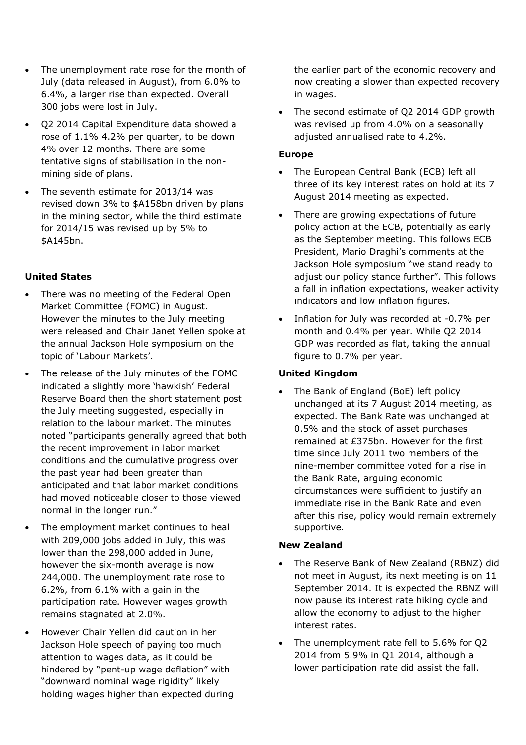- The unemployment rate rose for the month of July (data released in August), from 6.0% to 6.4%, a larger rise than expected. Overall 300 jobs were lost in July.
- Q2 2014 Capital Expenditure data showed a rose of 1.1% 4.2% per quarter, to be down 4% over 12 months. There are some tentative signs of stabilisation in the non-mining side of plans.
- The seventh estimate for 2013/14 was revised down 3% to $A158bn driven by plans in the mining sector, while the third estimate for 2014/15 was revised up by 5% to $A145bn.

**United States**

- There was no meeting of the Federal Open Market Committee (FOMC) in August. However the minutes to the July meeting were released and Chair Janet Yellen spoke at the annual Jackson Hole symposium on the topic of 'Labour Markets'.
- The release of the July minutes of the FOMC indicated a slightly more 'hawkish' Federal Reserve Board then the short statement post the July meeting suggested, especially in relation to the labour market. The minutes noted "participants generally agreed that both the recent improvement in labor market conditions and the cumulative progress over the past year had been greater than anticipated and that labor market conditions had moved noticeable closer to those viewed normal in the longer run."
- The employment market continues to heal with 209,000 jobs added in July, this was lower than the 298,000 added in June, however the six-month average is now 244,000. The unemployment rate rose to 6.2%, from 6.1% with a gain in the participation rate. However wages growth remains stagnated at 2.0%.
- However Chair Yellen did caution in her Jackson Hole speech of paying too much attention to wages data, as it could be hindered by "pent-up wage deflation" with "downward nominal wage rigidity" likely holding wages higher than expected during the earlier part of the economic recovery and now creating a slower than expected recovery in wages.
- The second estimate of Q2 2014 GDP growth was revised up from 4.0% on a seasonally adjusted annualised rate to 4.2%.

**Europe**

- The European Central Bank (ECB) left all three of its key interest rates on hold at its 7 August 2014 meeting as expected.
- There are growing expectations of future policy action at the ECB, potentially as early as the September meeting. This follows ECB President, Mario Draghi's comments at the Jackson Hole symposium "we stand ready to adjust our policy stance further". This follows a fall in inflation expectations, weaker activity indicators and low inflation figures.
- Inflation for July was recorded at -0.7% per month and 0.4% per year. While Q2 2014 GDP was recorded as flat, taking the annual figure to 0.7% per year.

**United Kingdom**

- The Bank of England (BoE) left policy unchanged at its 7 August 2014 meeting, as expected. The Bank Rate was unchanged at 0.5% and the stock of asset purchases remained at £375bn. However for the first time since July 2011 two members of the nine-member committee voted for a rise in the Bank Rate, arguing economic circumstances were sufficient to justify an immediate rise in the Bank Rate and even after this rise, policy would remain extremely supportive.

**New Zealand**

- The Reserve Bank of New Zealand (RBNZ) did not meet in August, its next meeting is on 11 September 2014. It is expected the RBNZ will now pause its interest rate hiking cycle and allow the economy to adjust to the higher interest rates.
- The unemployment rate fell to 5.6% for Q2 2014 from 5.9% in Q1 2014, although a lower participation rate did assist the fall.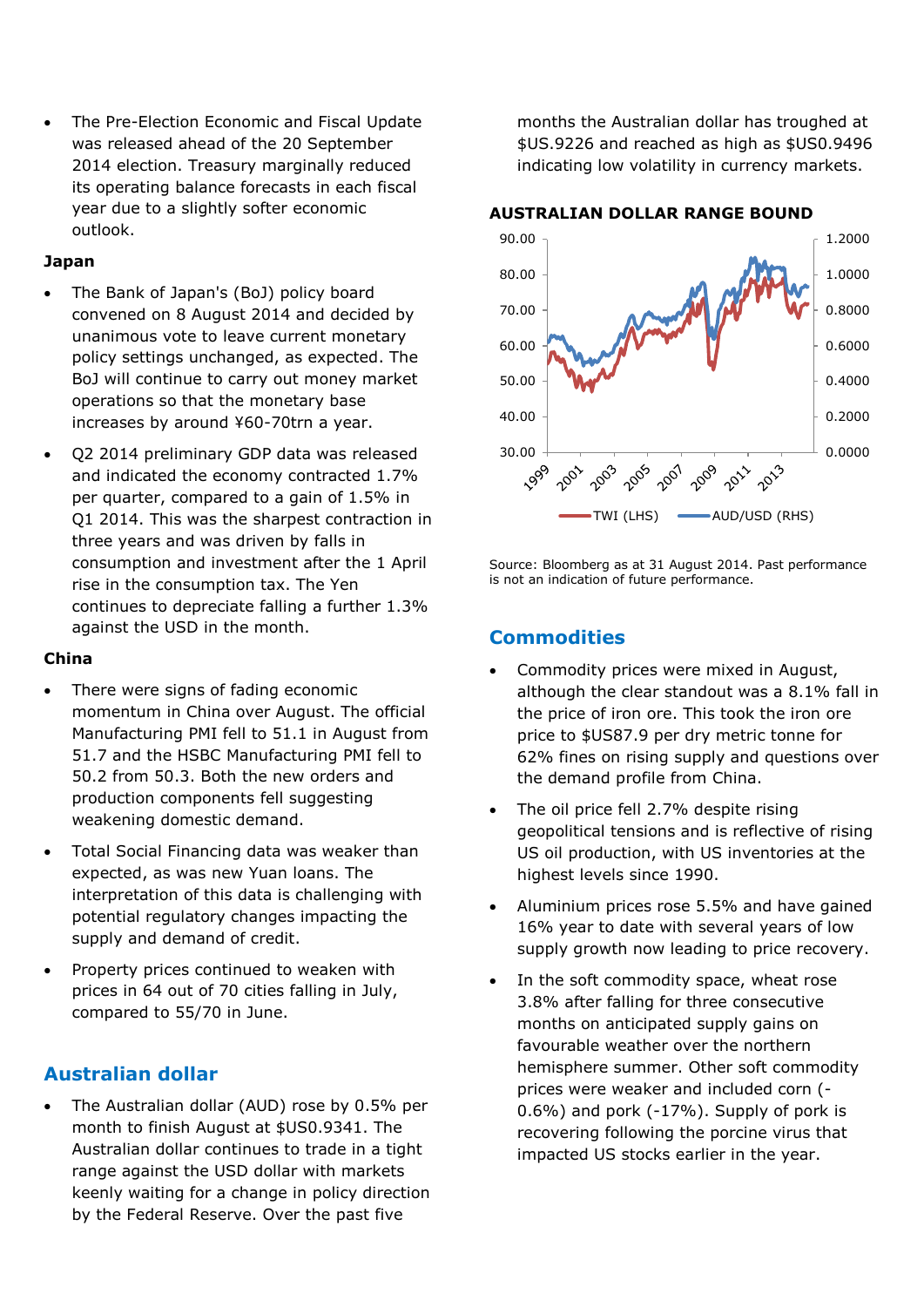- The Pre-Election Economic and Fiscal Update was released ahead of the 20 September 2014 election. Treasury marginally reduced its operating balance forecasts in each fiscal year due to a slightly softer economic outlook.

**Japan**

- The Bank of Japan's (BoJ) policy board convened on 8 August 2014 and decided by unanimous vote to leave current monetary policy settings unchanged, as expected. The BoJ will continue to carry out money market operations so that the monetary base increases by around ¥60-70trn a year.
- Q2 2014 preliminary GDP data was released and indicated the economy contracted 1.7% per quarter, compared to a gain of 1.5% in Q1 2014. This was the sharpest contraction in three years and was driven by falls in consumption and investment after the 1 April rise in the consumption tax. The Yen continues to depreciate falling a further 1.3% against the USD in the month.

**China**

- There were signs of fading economic momentum in China over August. The official Manufacturing PMI fell to 51.1 in August from 51.7 and the HSBC Manufacturing PMI fell to 50.2 from 50.3. Both the new orders and production components fell suggesting weakening domestic demand.
- Total Social Financing data was weaker than expected, as was new Yuan loans. The interpretation of this data is challenging with potential regulatory changes impacting the supply and demand of credit.
- Property prices continued to weaken with prices in 64 out of 70 cities falling in July, compared to 55/70 in June.

## Australian dollar

- The Australian dollar (AUD) rose by 0.5% per month to finish August at $US0.9341. The Australian dollar continues to trade in a tight range against the USD dollar with markets keenly waiting for a change in policy direction by the Federal Reserve. Over the past five months the Australian dollar has troughed at $US.9226 and reached as high as $US0.9496 indicating low volatility in currency markets.

**AUSTRALIAN DOLLAR RANGE BOUND**

Source: Bloomberg as at 31 August 2014. Past performance is not an indication of future performance.

## Commodities

- Commodity prices were mixed in August, although the clear standout was a 8.1% fall in the price of iron ore. This took the iron ore price to $US87.9 per dry metric tonne for 62% fines on rising supply and questions over the demand profile from China.
- The oil price fell 2.7% despite rising geopolitical tensions and is reflective of rising US oil production, with US inventories at the highest levels since 1990.
- Aluminium prices rose 5.5% and have gained 16% year to date with several years of low supply growth now leading to price recovery.
- In the soft commodity space, wheat rose 3.8% after falling for three consecutive months on anticipated supply gains on favourable weather over the northern hemisphere summer. Other soft commodity prices were weaker and included corn (-0.6%) and pork (-17%). Supply of pork is recovering following the porcine virus that impacted US stocks earlier in the year.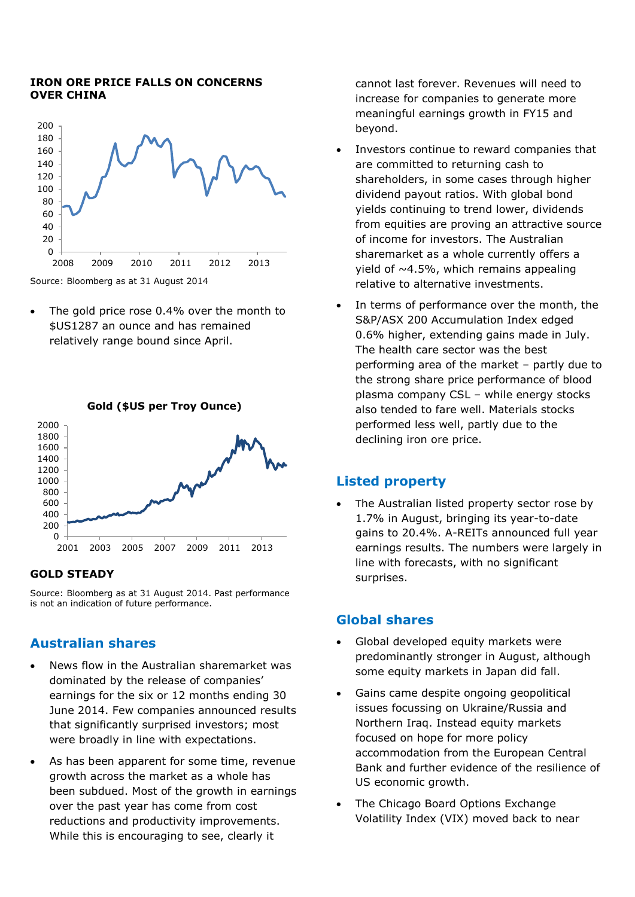**IRON ORE PRICE FALLS ON CONCERNS OVER CHINA**

Source: Bloomberg as at 31 August 2014

- The gold price rose 0.4% over the month to $US1287 an ounce and has remained relatively range bound since April.

**Gold ($US per Troy Ounce)**

**GOLD STEADY**

Source: Bloomberg as at 31 August 2014. Past performance is not an indication of future performance.

## Australian shares

- News flow in the Australian sharemarket was dominated by the release of companies' earnings for the six or 12 months ending 30 June 2014. Few companies announced results that significantly surprised investors; most were broadly in line with expectations.
- As has been apparent for some time, revenue growth across the market as a whole has been subdued. Most of the growth in earnings over the past year has come from cost reductions and productivity improvements. While this is encouraging to see, clearly it cannot last forever. Revenues will need to increase for companies to generate more meaningful earnings growth in FY15 and beyond.
- Investors continue to reward companies that are committed to returning cash to shareholders, in some cases through higher dividend payout ratios. With global bond yields continuing to trend lower, dividends from equities are proving an attractive source of income for investors. The Australian sharemarket as a whole currently offers a yield of ~4.5%, which remains appealing relative to alternative investments.
- In terms of performance over the month, the S&P/ASX 200 Accumulation Index edged 0.6% higher, extending gains made in July. The health care sector was the best performing area of the market – partly due to the strong share price performance of blood plasma company CSL – while energy stocks also tended to fare well. Materials stocks performed less well, partly due to the declining iron ore price.

## Listed property

- The Australian listed property sector rose by 1.7% in August, bringing its year-to-date gains to 20.4%. A-REITs announced full year earnings results. The numbers were largely in line with forecasts, with no significant surprises.

## Global shares

- Global developed equity markets were predominantly stronger in August, although some equity markets in Japan did fall.
- Gains came despite ongoing geopolitical issues focussing on Ukraine/Russia and Northern Iraq. Instead equity markets focused on hope for more policy accommodation from the European Central Bank and further evidence of the resilience of US economic growth.
- The Chicago Board Options Exchange Volatility Index (VIX) moved back to near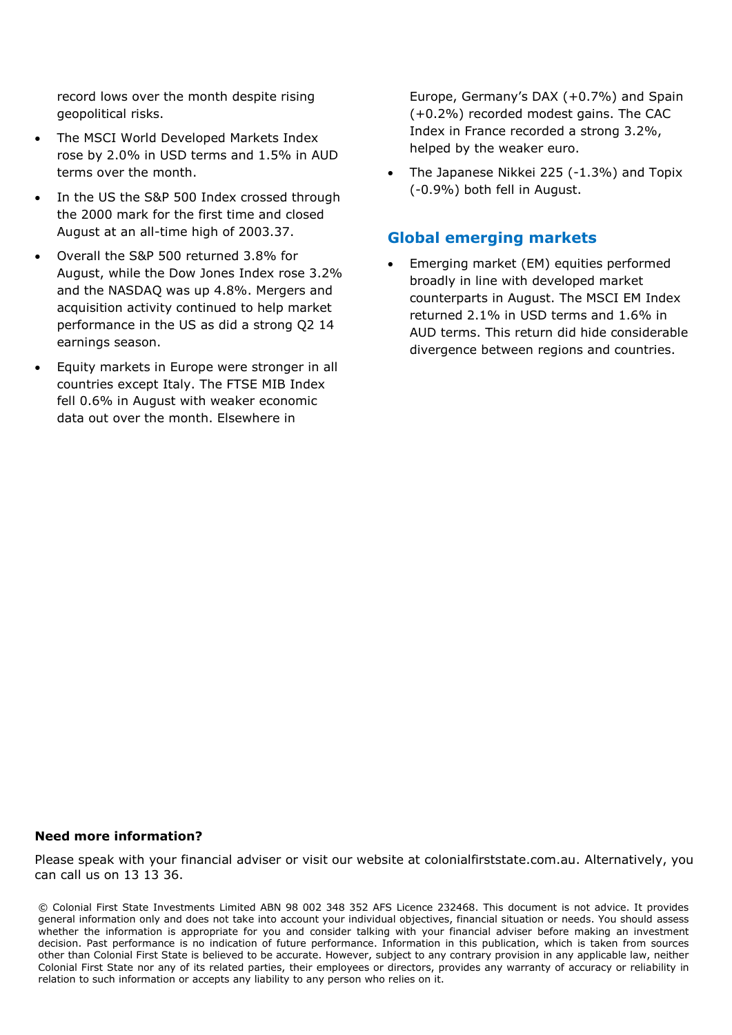record lows over the month despite rising geopolitical risks.

- The MSCI World Developed Markets Index rose by 2.0% in USD terms and 1.5% in AUD terms over the month.
- In the US the S&P 500 Index crossed through the 2000 mark for the first time and closed August at an all-time high of 2003.37.
- Overall the S&P 500 returned 3.8% for August, while the Dow Jones Index rose 3.2% and the NASDAQ was up 4.8%. Mergers and acquisition activity continued to help market performance in the US as did a strong Q2 14 earnings season.
- Equity markets in Europe were stronger in all countries except Italy. The FTSE MIB Index fell 0.6% in August with weaker economic data out over the month. Elsewhere in Europe, Germany's DAX (+0.7%) and Spain (+0.2%) recorded modest gains. The CAC Index in France recorded a strong 3.2%, helped by the weaker euro.
- The Japanese Nikkei 225 (-1.3%) and Topix (-0.9%) both fell in August.

## Global emerging markets

- Emerging market (EM) equities performed broadly in line with developed market counterparts in August. The MSCI EM Index returned 2.1% in USD terms and 1.6% in AUD terms. This return did hide considerable divergence between regions and countries.

**Need more information?**

Please speak with your financial adviser or visit our website at colonialfirststate.com.au. Alternatively, you can call us on 13 13 36.

© Colonial First State Investments Limited ABN 98 002 348 352 AFS Licence 232468. This document is not advice. It provides general information only and does not take into account your individual objectives, financial situation or needs. You should assess whether the information is appropriate for you and consider talking with your financial adviser before making an investment decision. Past performance is no indication of future performance. Information in this publication, which is taken from sources other than Colonial First State is believed to be accurate. However, subject to any contrary provision in any applicable law, neither Colonial First State nor any of its related parties, their employees or directors, provides any warranty of accuracy or reliability in relation to such information or accepts any liability to any person who relies on it.